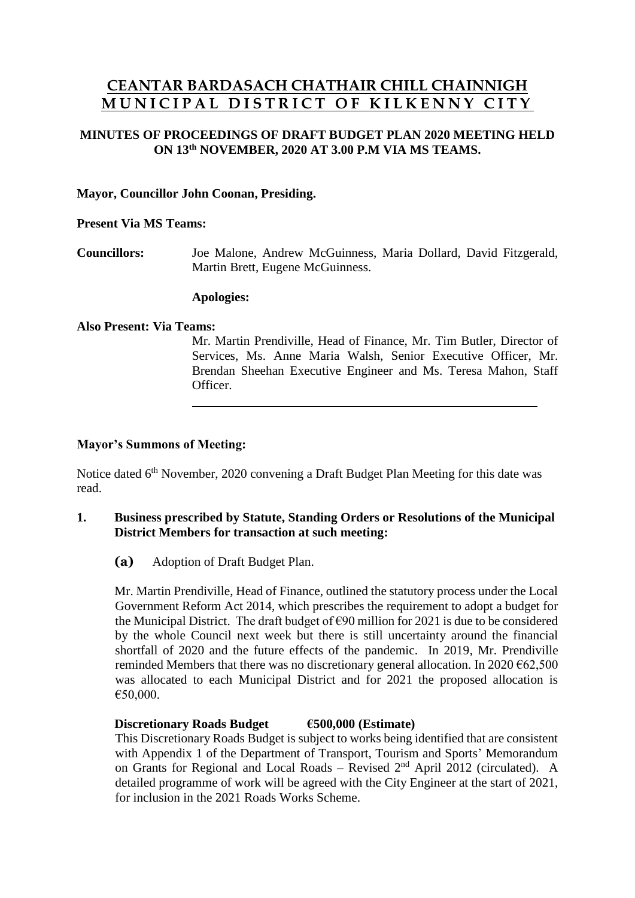# CEANTAR BARDASACH CHATHAIR CHILL CHAINNIGH
# MUNICIPAL DISTRICT OF KILKENNY CITY

**MINUTES OF PROCEEDINGS OF DRAFT BUDGET PLAN 2020 MEETING HELD ON 13th NOVEMBER, 2020 AT 3.00 P.M VIA MS TEAMS.**

**Mayor, Councillor John Coonan, Presiding.**

**Present Via MS Teams:**

**Councillors:** Joe Malone, Andrew McGuinness, Maria Dollard, David Fitzgerald, Martin Brett, Eugene McGuinness.

**Apologies:**

**Also Present: Via Teams:**

Mr. Martin Prendiville, Head of Finance, Mr. Tim Butler, Director of Services, Ms. Anne Maria Walsh, Senior Executive Officer, Mr. Brendan Sheehan Executive Engineer and Ms. Teresa Mahon, Staff Officer.

---

**Mayor's Summons of Meeting:**

Notice dated 6th November, 2020 convening a Draft Budget Plan Meeting for this date was read.

**1. Business prescribed by Statute, Standing Orders or Resolutions of the Municipal District Members for transaction at such meeting:**

**(a)** Adoption of Draft Budget Plan.

Mr. Martin Prendiville, Head of Finance, outlined the statutory process under the Local Government Reform Act 2014, which prescribes the requirement to adopt a budget for the Municipal District. The draft budget of €90 million for 2021 is due to be considered by the whole Council next week but there is still uncertainty around the financial shortfall of 2020 and the future effects of the pandemic. In 2019, Mr. Prendiville reminded Members that there was no discretionary general allocation. In 2020 €62,500 was allocated to each Municipal District and for 2021 the proposed allocation is €50,000.

**Discretionary Roads Budget €500,000 (Estimate)**

This Discretionary Roads Budget is subject to works being identified that are consistent with Appendix 1 of the Department of Transport, Tourism and Sports' Memorandum on Grants for Regional and Local Roads – Revised 2nd April 2012 (circulated). A detailed programme of work will be agreed with the City Engineer at the start of 2021, for inclusion in the 2021 Roads Works Scheme.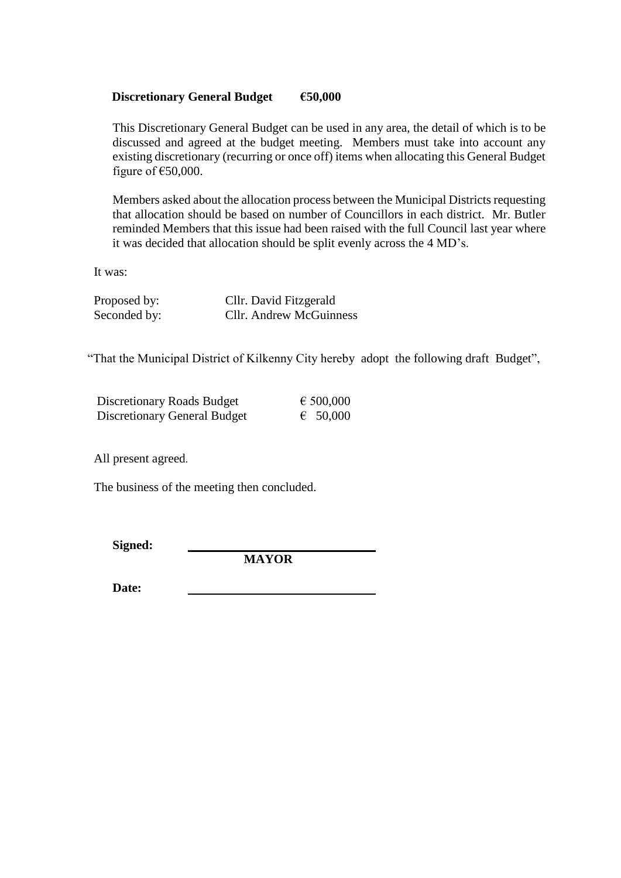**Discretionary General Budget €50,000**

This Discretionary General Budget can be used in any area, the detail of which is to be discussed and agreed at the budget meeting. Members must take into account any existing discretionary (recurring or once off) items when allocating this General Budget figure of €50,000.

Members asked about the allocation process between the Municipal Districts requesting that allocation should be based on number of Councillors in each district. Mr. Butler reminded Members that this issue had been raised with the full Council last year where it was decided that allocation should be split evenly across the 4 MD's.

It was:

| | |
|---|---|
| Proposed by: | Cllr. David Fitzgerald |
| Seconded by: | Cllr. Andrew McGuinness |

"That the Municipal District of Kilkenny City hereby adopt the following draft Budget",

| | |
|---|---|
| Discretionary Roads Budget | € 500,000 |
| Discretionary General Budget | € 50,000 |

All present agreed.

The business of the meeting then concluded.

**Signed:** ______________________________
**MAYOR**

**Date:** ______________________________